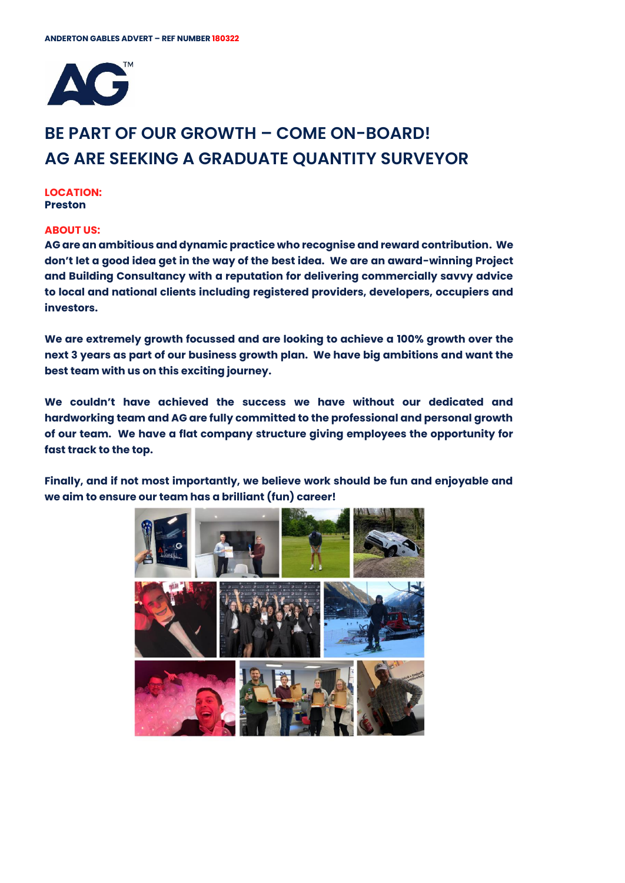ANDERTON GABLES ADVERT – REF NUMBER 180322

# BE PART OF OUR GROWTH – COME ON-BOARD!
# AG ARE SEEKING A GRADUATE QUANTITY SURVEYOR

**LOCATION:**
**Preston**

**ABOUT US:**
**AG are an ambitious and dynamic practice who recognise and reward contribution. We don't let a good idea get in the way of the best idea. We are an award-winning Project and Building Consultancy with a reputation for delivering commercially savvy advice to local and national clients including registered providers, developers, occupiers and investors.**

**We are extremely growth focussed and are looking to achieve a 100% growth over the next 3 years as part of our business growth plan. We have big ambitions and want the best team with us on this exciting journey.**

**We couldn't have achieved the success we have without our dedicated and hardworking team and AG are fully committed to the professional and personal growth of our team. We have a flat company structure giving employees the opportunity for fast track to the top.**

**Finally, and if not most importantly, we believe work should be fun and enjoyable and we aim to ensure our team has a brilliant (fun) career!**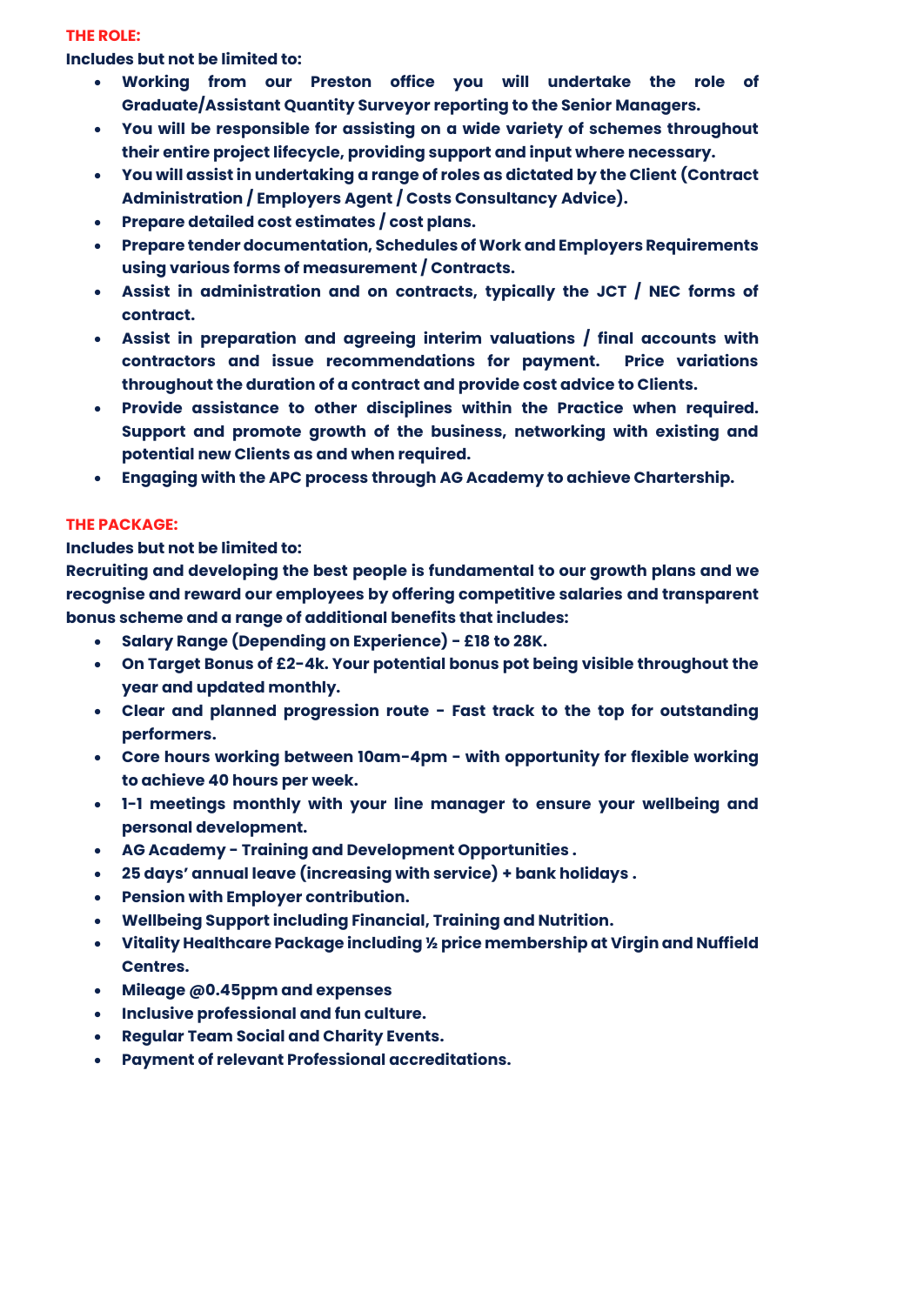## THE ROLE:

**Includes but not be limited to:**

- **Working from our Preston office you will undertake the role of Graduate/Assistant Quantity Surveyor reporting to the Senior Managers.**
- **You will be responsible for assisting on a wide variety of schemes throughout their entire project lifecycle, providing support and input where necessary.**
- **You will assist in undertaking a range of roles as dictated by the Client (Contract Administration / Employers Agent / Costs Consultancy Advice).**
- **Prepare detailed cost estimates / cost plans.**
- **Prepare tender documentation, Schedules of Work and Employers Requirements using various forms of measurement / Contracts.**
- **Assist in administration and on contracts, typically the JCT / NEC forms of contract.**
- **Assist in preparation and agreeing interim valuations / final accounts with contractors and issue recommendations for payment. Price variations throughout the duration of a contract and provide cost advice to Clients.**
- **Provide assistance to other disciplines within the Practice when required. Support and promote growth of the business, networking with existing and potential new Clients as and when required.**
- **Engaging with the APC process through AG Academy to achieve Chartership.**

## THE PACKAGE:

**Includes but not be limited to:**

**Recruiting and developing the best people is fundamental to our growth plans and we recognise and reward our employees by offering competitive salaries and transparent bonus scheme and a range of additional benefits that includes:**

- **Salary Range (Depending on Experience) - £18 to 28K.**
- **On Target Bonus of £2-4k. Your potential bonus pot being visible throughout the year and updated monthly.**
- **Clear and planned progression route - Fast track to the top for outstanding performers.**
- **Core hours working between 10am-4pm - with opportunity for flexible working to achieve 40 hours per week.**
- **1-1 meetings monthly with your line manager to ensure your wellbeing and personal development.**
- **AG Academy - Training and Development Opportunities .**
- **25 days' annual leave (increasing with service) + bank holidays .**
- **Pension with Employer contribution.**
- **Wellbeing Support including Financial, Training and Nutrition.**
- **Vitality Healthcare Package including ½ price membership at Virgin and Nuffield Centres.**
- **Mileage @0.45ppm and expenses**
- **Inclusive professional and fun culture.**
- **Regular Team Social and Charity Events.**
- **Payment of relevant Professional accreditations.**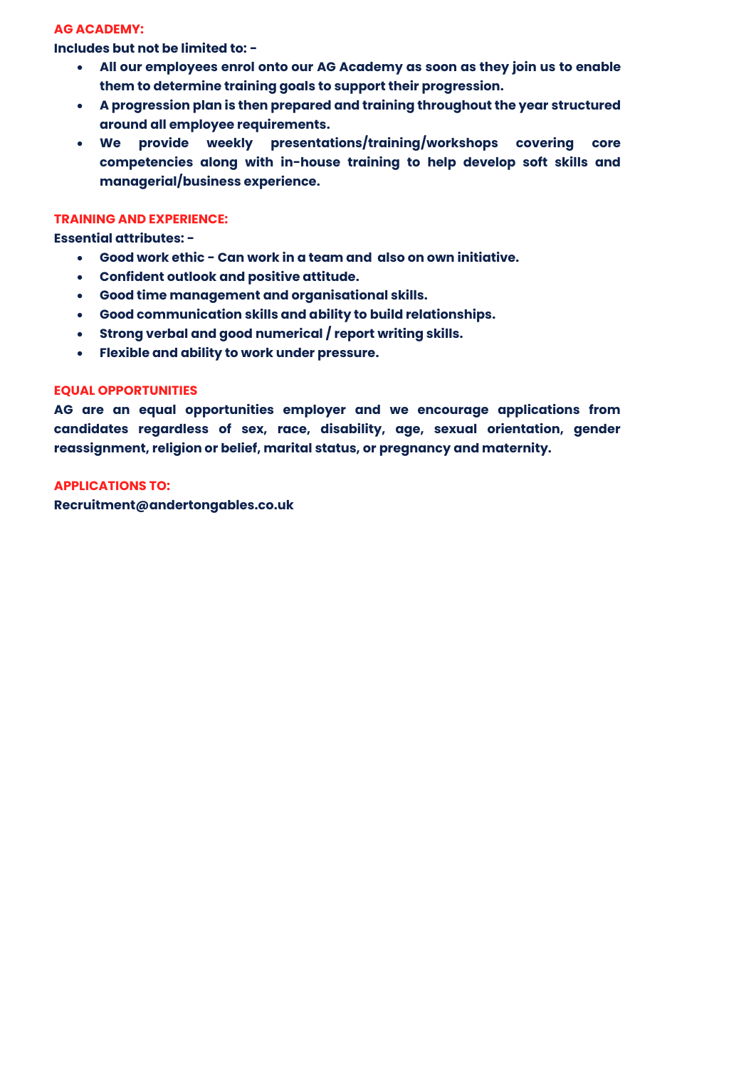## AG ACADEMY:

**Includes but not be limited to: -**

- **All our employees enrol onto our AG Academy as soon as they join us to enable them to determine training goals to support their progression.**
- **A progression plan is then prepared and training throughout the year structured around all employee requirements.**
- **We provide weekly presentations/training/workshops covering core competencies along with in-house training to help develop soft skills and managerial/business experience.**

## TRAINING AND EXPERIENCE:

**Essential attributes: -**

- **Good work ethic - Can work in a team and also on own initiative.**
- **Confident outlook and positive attitude.**
- **Good time management and organisational skills.**
- **Good communication skills and ability to build relationships.**
- **Strong verbal and good numerical / report writing skills.**
- **Flexible and ability to work under pressure.**

## EQUAL OPPORTUNITIES

**AG are an equal opportunities employer and we encourage applications from candidates regardless of sex, race, disability, age, sexual orientation, gender reassignment, religion or belief, marital status, or pregnancy and maternity.**

## APPLICATIONS TO:

**Recruitment@andertongables.co.uk**